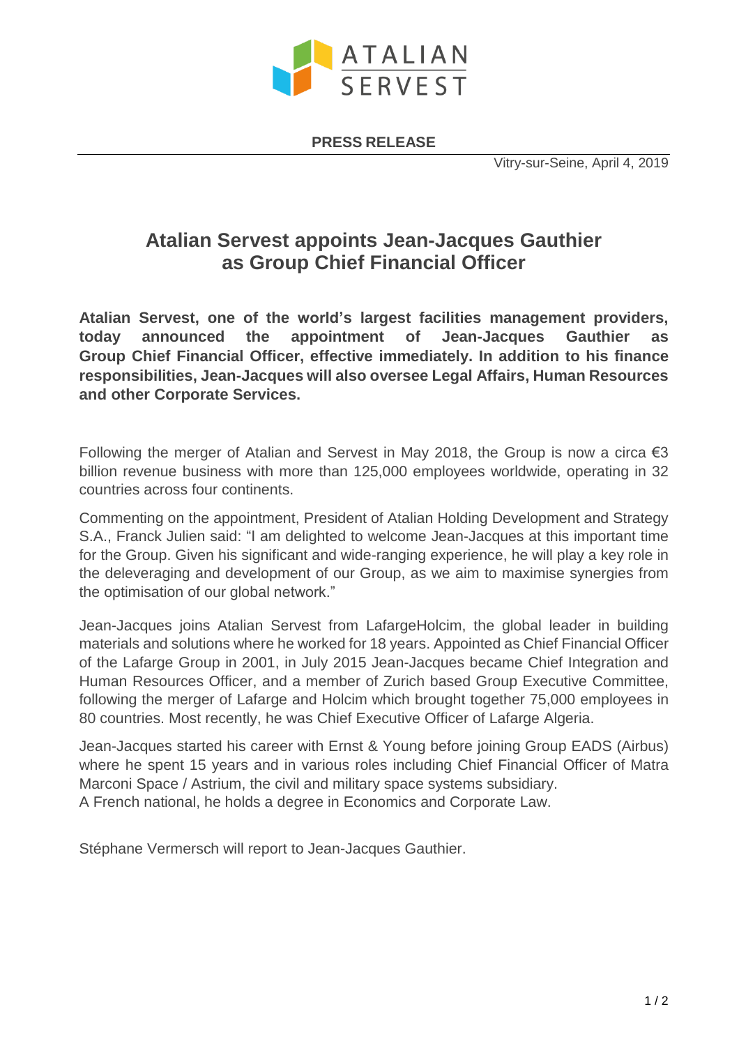**PRESS RELEASE**

Vitry-sur-Seine, April 4, 2019

# Atalian Servest appoints Jean-Jacques Gauthier as Group Chief Financial Officer

**Atalian Servest, one of the world's largest facilities management providers, today announced the appointment of Jean-Jacques Gauthier as Group Chief Financial Officer, effective immediately. In addition to his finance responsibilities, Jean-Jacques will also oversee Legal Affairs, Human Resources and other Corporate Services.**

Following the merger of Atalian and Servest in May 2018, the Group is now a circa €3 billion revenue business with more than 125,000 employees worldwide, operating in 32 countries across four continents.

Commenting on the appointment, President of Atalian Holding Development and Strategy S.A., Franck Julien said: "I am delighted to welcome Jean-Jacques at this important time for the Group. Given his significant and wide-ranging experience, he will play a key role in the deleveraging and development of our Group, as we aim to maximise synergies from the optimisation of our global network."

Jean-Jacques joins Atalian Servest from LafargeHolcim, the global leader in building materials and solutions where he worked for 18 years. Appointed as Chief Financial Officer of the Lafarge Group in 2001, in July 2015 Jean-Jacques became Chief Integration and Human Resources Officer, and a member of Zurich based Group Executive Committee, following the merger of Lafarge and Holcim which brought together 75,000 employees in 80 countries. Most recently, he was Chief Executive Officer of Lafarge Algeria.

Jean-Jacques started his career with Ernst & Young before joining Group EADS (Airbus) where he spent 15 years and in various roles including Chief Financial Officer of Matra Marconi Space / Astrium, the civil and military space systems subsidiary.
A French national, he holds a degree in Economics and Corporate Law.

Stéphane Vermersch will report to Jean-Jacques Gauthier.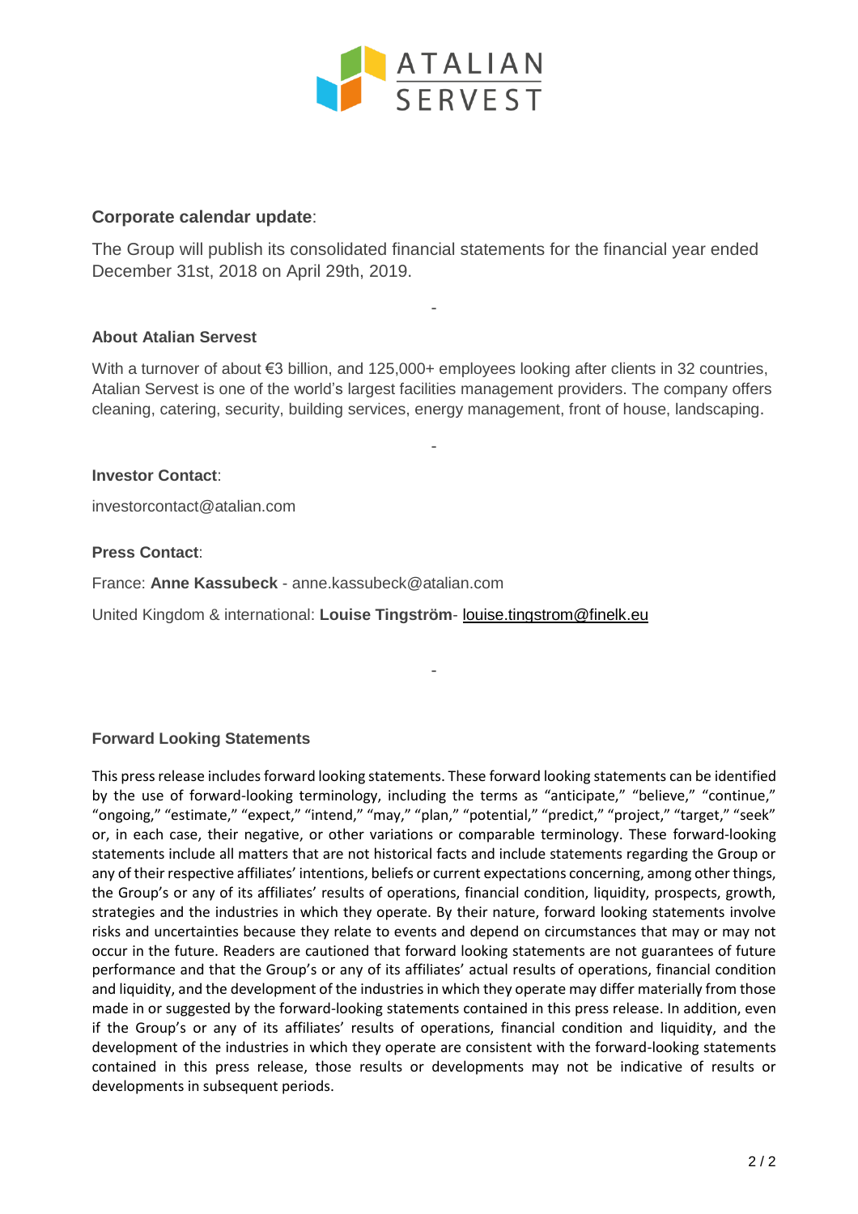**Corporate calendar update**:

The Group will publish its consolidated financial statements for the financial year ended December 31st, 2018 on April 29th, 2019.

-

**About Atalian Servest**

With a turnover of about €3 billion, and 125,000+ employees looking after clients in 32 countries, Atalian Servest is one of the world's largest facilities management providers. The company offers cleaning, catering, security, building services, energy management, front of house, landscaping.

-

**Investor Contact**:

investorcontact@atalian.com

**Press Contact**:

France: **Anne Kassubeck** - anne.kassubeck@atalian.com

United Kingdom & international: **Louise Tingström**- louise.tingstrom@finelk.eu

-

**Forward Looking Statements**

This press release includes forward looking statements. These forward looking statements can be identified by the use of forward-looking terminology, including the terms as "anticipate," "believe," "continue," "ongoing," "estimate," "expect," "intend," "may," "plan," "potential," "predict," "project," "target," "seek" or, in each case, their negative, or other variations or comparable terminology. These forward-looking statements include all matters that are not historical facts and include statements regarding the Group or any of their respective affiliates' intentions, beliefs or current expectations concerning, among other things, the Group's or any of its affiliates' results of operations, financial condition, liquidity, prospects, growth, strategies and the industries in which they operate. By their nature, forward looking statements involve risks and uncertainties because they relate to events and depend on circumstances that may or may not occur in the future. Readers are cautioned that forward looking statements are not guarantees of future performance and that the Group's or any of its affiliates' actual results of operations, financial condition and liquidity, and the development of the industries in which they operate may differ materially from those made in or suggested by the forward-looking statements contained in this press release. In addition, even if the Group's or any of its affiliates' results of operations, financial condition and liquidity, and the development of the industries in which they operate are consistent with the forward-looking statements contained in this press release, those results or developments may not be indicative of results or developments in subsequent periods.